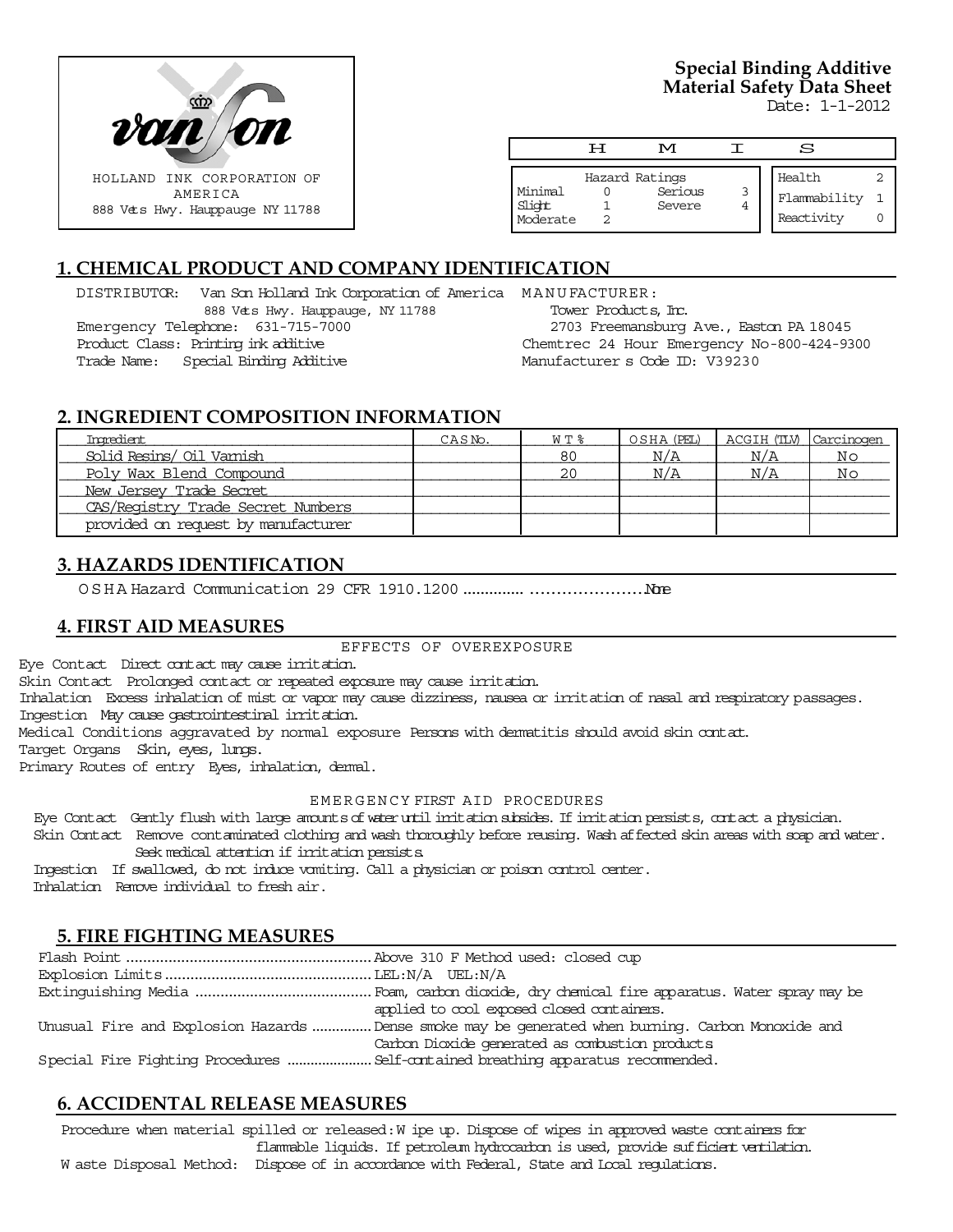HOLLAND INK CORPORATION OF AMERICA
888 Vets Hwy. Hauppauge NY 11788

**Special Binding Additive**
**Material Safety Data Sheet**
Date: 1-1-2012

| H M I S | | | | |
|---|---|---|---|---|
| Hazard Ratings | | | | |
| Minimal | 0 | Serious | 3 | Health 2 |
| Slight | 1 | Severe | 4 | Flammability 1 |
| Moderate | 2 | | | Reactivity 0 |

## 1. CHEMICAL PRODUCT AND COMPANY IDENTIFICATION

DISTRIBUTOR: Van Son Holland Ink Corporation of America
888 Vets Hwy. Hauppauge, NY 11788
Emergency Telephone: 631-715-7000
Product Class: Printing ink additive
Trade Name: Special Binding Additive

MANUFACTURER:
Tower Products, Inc.
2703 Freemansburg Ave., Easton PA 18045
Chemtrec 24 Hour Emergency No-800-424-9300
Manufacturer s Code ID: V39230

## 2. INGREDIENT COMPOSITION INFORMATION

| Ingredient | CAS No. | WT% | OSHA (PEL) | ACGIH (TLV) | Carcinogen |
|---|---|---|---|---|---|
| Solid Resins/ Oil Varnish | | 80 | N/A | N/A | No |
| Poly Wax Blend Compound | | 20 | N/A | N/A | No |
| New Jersey Trade Secret | | | | | |
| CAS/Registry Trade Secret Numbers | | | | | |
| provided on request by manufacturer | | | | | |

## 3. HAZARDS IDENTIFICATION

OSHA Hazard Communication 29 CFR 1910.1200 .............. .....................None

## 4. FIRST AID MEASURES

EFFECTS OF OVEREXPOSURE

Eye Contact Direct contact may cause irritation.
Skin Contact Prolonged contact or repeated exposure may cause irritation.
Inhalation Excess inhalation of mist or vapor may cause dizziness, nausea or irritation of nasal and respiratory passages.
Ingestion May cause gastrointestinal irritation.
Medical Conditions aggravated by normal exposure Persons with dermatitis should avoid skin contact.
Target Organs Skin, eyes, lungs.
Primary Routes of entry Eyes, inhalation, dermal.

EMERGENCY FIRST AID PROCEDURES

Eye Contact Gently flush with large amounts of water until irritation subsides. If irritation persists, contact a physician.
Skin Contact Remove contaminated clothing and wash thoroughly before reusing. Wash affected skin areas with soap and water. Seek medical attention if irritation persists.
Ingestion If swallowed, do not induce vomiting. Call a physician or poison control center.
Inhalation Remove individual to fresh air.

## 5. FIRE FIGHTING MEASURES

Flash Point .......................................................... Above 310 F Method used: closed cup
Explosion Limits ................................................. LEL:N/A UEL:N/A
Extinguishing Media .......................................... Foam, carbon dioxide, dry chemical fire apparatus. Water spray may be applied to cool exposed closed containers.
Unusual Fire and Explosion Hazards ............... Dense smoke may be generated when burning. Carbon Monoxide and Carbon Dioxide generated as combustion products
Special Fire Fighting Procedures ..................... Self-contained breathing apparatus recommended.

## 6. ACCIDENTAL RELEASE MEASURES

Procedure when material spilled or released: Wipe up. Dispose of wipes in approved waste containers for flammable liquids. If petroleum hydrocarbon is used, provide sufficient ventilation.
Waste Disposal Method: Dispose of in accordance with Federal, State and Local regulations.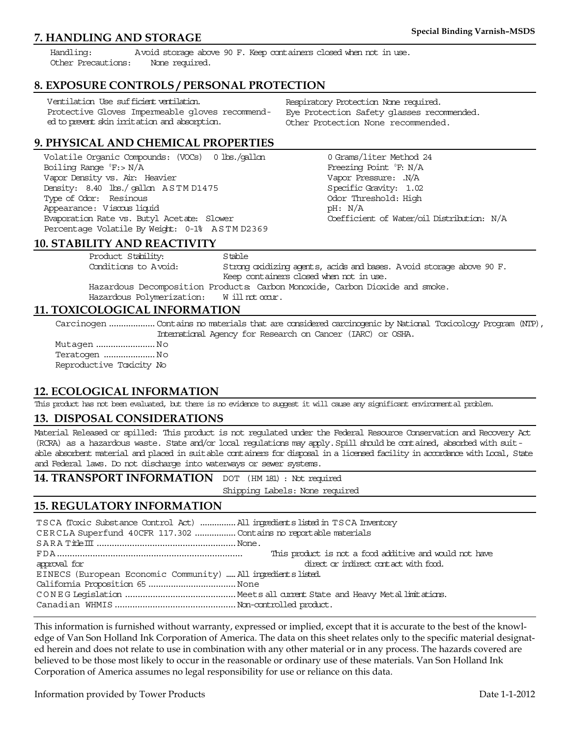## 7. HANDLING AND STORAGE

Handling: Avoid storage above 90 F. Keep containers closed when not in use.
Other Precautions: None required.

## 8. EXPOSURE CONTROLS / PERSONAL PROTECTION

Ventilation Use sufficient ventilation.
Protective Gloves Impermeable gloves recommended to prevent skin irritation and absorption.
Respiratory Protection None required.
Eye Protection Safety glasses recommended.
Other Protection None recommended.

## 9. PHYSICAL AND CHEMICAL PROPERTIES

Volatile Organic Compounds: (VOCs) 0 lbs./gallon
0 Grams/liter Method 24
Boiling Range °F:> N/A
Freezing Point °F: N/A
Vapor Density vs. Air: Heavier
Vapor Pressure: .N/A
Density: 8.40 lbs./gallon ASTM D1475
Specific Gravity: 1.02
Type of Odor: Resinous
Odor Threshold: High
Appearance: Viscous liquid
pH: N/A
Evaporation Rate vs. Butyl Acetate: Slower
Coefficient of Water/oil Distribution: N/A
Percentage Volatile By Weight: 0-1% ASTM D2369

## 10. STABILITY AND REACTIVITY

Product Stability: Stable
Conditions to Avoid: Strong oxidizing agents, acids and bases. Avoid storage above 90 F. Keep containers closed when not in use.
Hazardous Decomposition Products: Carbon Monoxide, Carbon Dioxide and smoke.
Hazardous Polymerization: Will not occur.

## 11. TOXICOLOGICAL INFORMATION

Carcinogen .................. Contains no materials that are considered carcinogenic by National Toxicology Program (NTP), International Agency for Research on Cancer (IARC) or OSHA.
Mutagen ....................... No
Teratogen .................... No
Reproductive Toxicity No

## 12. ECOLOGICAL INFORMATION

This product has not been evaluated, but there is no evidence to suggest it will cause any significant environmental problem.

## 13. DISPOSAL CONSIDERATIONS

Material Released or spilled: This product is not regulated under the Federal Resource Conservation and Recovery Act (RCRA) as a hazardous waste. State and/or local regulations may apply. Spill should be contained, absorbed with suitable absorbent material and placed in suitable containers for disposal in a licensed facility in accordance with Local, State and Federal laws. Do not discharge into waterways or sewer systems.

## 14. TRANSPORT INFORMATION

DOT (HM 181) : Not required
Shipping Labels: None required

## 15. REGULATORY INFORMATION

TSCA (Toxic Substance Control Act) .............. All ingredients listed in TSCA Inventory
CERCLA Superfund 40CFR 117.302 ................ Contains no reportable materials
SARA Title III ...................................................... None.
FDA ........................................................................ This product is not a food additive and would not have approval for direct or indirect contact with food.
EINECS (European Economic Community) ..... All ingredients listed.
California Proposition 65 .................................. None
CONEG Legislation ........................................... Meets all current State and Heavy Metal limitations.
Canadian WHMIS ............................................... Non-controlled product.

---

This information is furnished without warranty, expressed or implied, except that it is accurate to the best of the knowledge of Van Son Holland Ink Corporation of America. The data on this sheet relates only to the specific material designated herein and does not relate to use in combination with any other material or in any process. The hazards covered are believed to be those most likely to occur in the reasonable or ordinary use of these materials. Van Son Holland Ink Corporation of America assumes no legal responsibility for use or reliance on this data.

Information provided by Tower Products

Date 1-1-2012